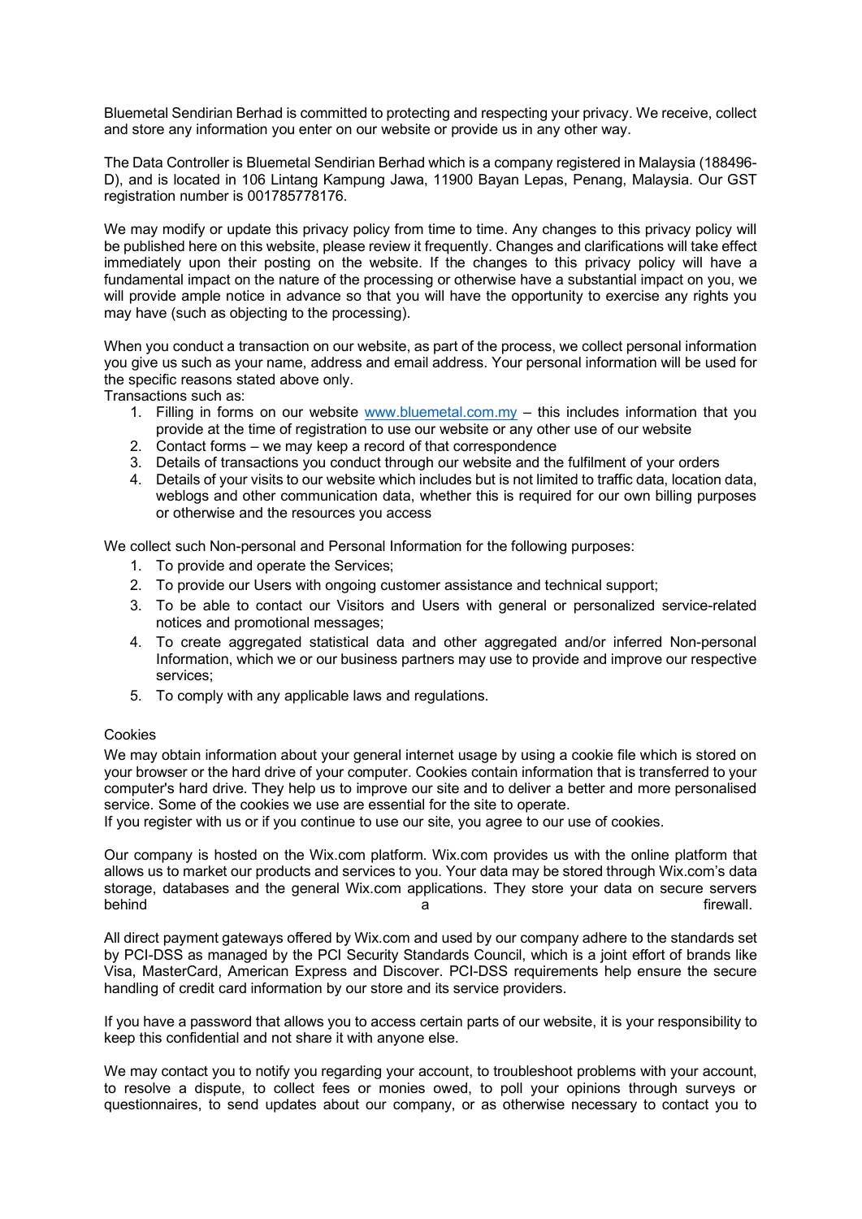Bluemetal Sendirian Berhad is committed to protecting and respecting your privacy. We receive, collect and store any information you enter on our website or provide us in any other way.

The Data Controller is Bluemetal Sendirian Berhad which is a company registered in Malaysia (188496-D), and is located in 106 Lintang Kampung Jawa, 11900 Bayan Lepas, Penang, Malaysia. Our GST registration number is 001785778176.

We may modify or update this privacy policy from time to time. Any changes to this privacy policy will be published here on this website, please review it frequently. Changes and clarifications will take effect immediately upon their posting on the website. If the changes to this privacy policy will have a fundamental impact on the nature of the processing or otherwise have a substantial impact on you, we will provide ample notice in advance so that you will have the opportunity to exercise any rights you may have (such as objecting to the processing).

When you conduct a transaction on our website, as part of the process, we collect personal information you give us such as your name, address and email address. Your personal information will be used for the specific reasons stated above only.
Transactions such as:

1. Filling in forms on our website [www.bluemetal.com.my](http://www.bluemetal.com.my) – this includes information that you provide at the time of registration to use our website or any other use of our website
2. Contact forms – we may keep a record of that correspondence
3. Details of transactions you conduct through our website and the fulfilment of your orders
4. Details of your visits to our website which includes but is not limited to traffic data, location data, weblogs and other communication data, whether this is required for our own billing purposes or otherwise and the resources you access

We collect such Non-personal and Personal Information for the following purposes:

1. To provide and operate the Services;
2. To provide our Users with ongoing customer assistance and technical support;
3. To be able to contact our Visitors and Users with general or personalized service-related notices and promotional messages;
4. To create aggregated statistical data and other aggregated and/or inferred Non-personal Information, which we or our business partners may use to provide and improve our respective services;
5. To comply with any applicable laws and regulations.

Cookies
We may obtain information about your general internet usage by using a cookie file which is stored on your browser or the hard drive of your computer. Cookies contain information that is transferred to your computer's hard drive. They help us to improve our site and to deliver a better and more personalised service. Some of the cookies we use are essential for the site to operate.
If you register with us or if you continue to use our site, you agree to our use of cookies.

Our company is hosted on the Wix.com platform. Wix.com provides us with the online platform that allows us to market our products and services to you. Your data may be stored through Wix.com's data storage, databases and the general Wix.com applications. They store your data on secure servers behind a firewall.

All direct payment gateways offered by Wix.com and used by our company adhere to the standards set by PCI-DSS as managed by the PCI Security Standards Council, which is a joint effort of brands like Visa, MasterCard, American Express and Discover. PCI-DSS requirements help ensure the secure handling of credit card information by our store and its service providers.

If you have a password that allows you to access certain parts of our website, it is your responsibility to keep this confidential and not share it with anyone else.

We may contact you to notify you regarding your account, to troubleshoot problems with your account, to resolve a dispute, to collect fees or monies owed, to poll your opinions through surveys or questionnaires, to send updates about our company, or as otherwise necessary to contact you to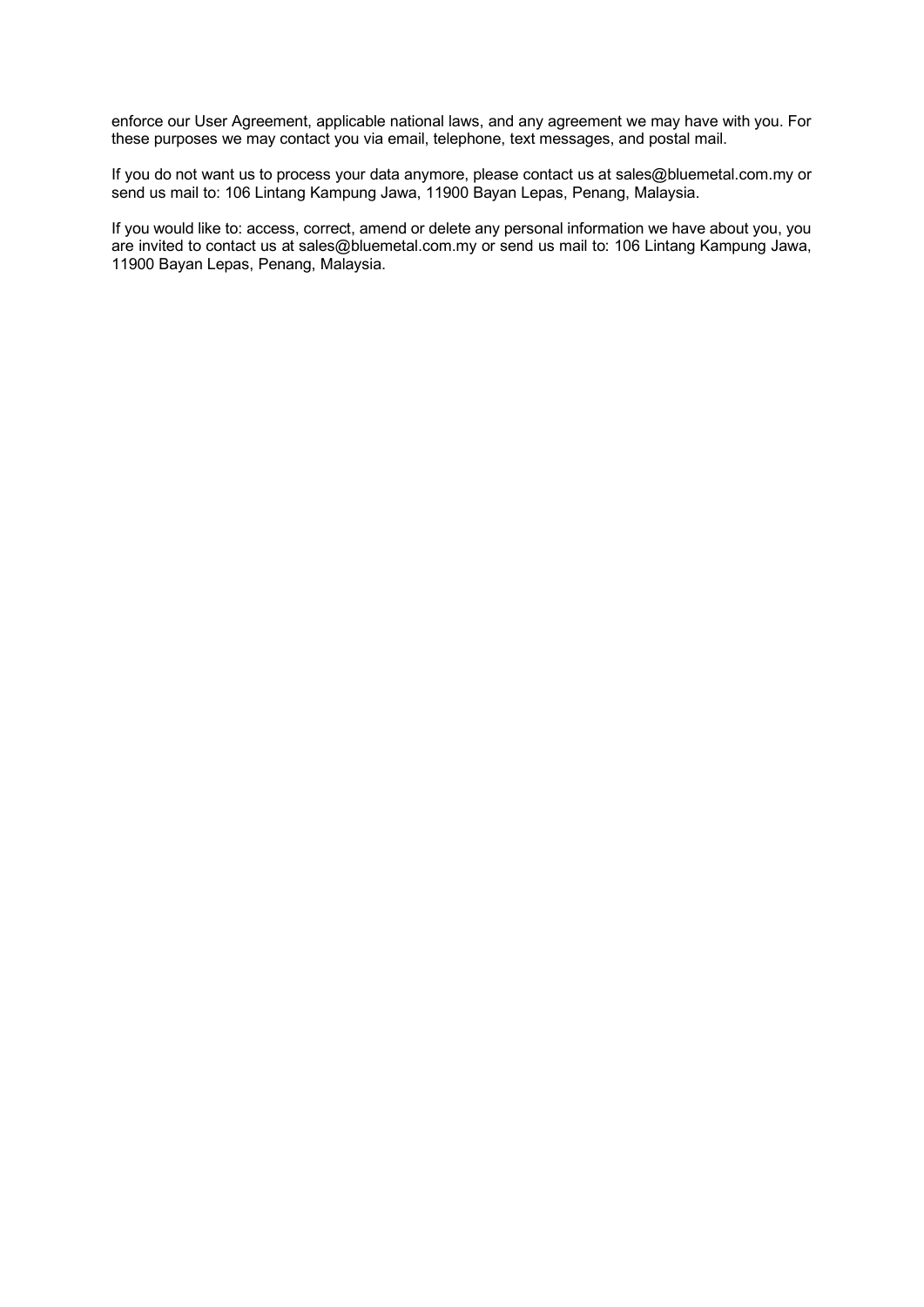enforce our User Agreement, applicable national laws, and any agreement we may have with you. For these purposes we may contact you via email, telephone, text messages, and postal mail.

If you do not want us to process your data anymore, please contact us at sales@bluemetal.com.my or send us mail to: 106 Lintang Kampung Jawa, 11900 Bayan Lepas, Penang, Malaysia.

If you would like to: access, correct, amend or delete any personal information we have about you, you are invited to contact us at sales@bluemetal.com.my or send us mail to: 106 Lintang Kampung Jawa, 11900 Bayan Lepas, Penang, Malaysia.